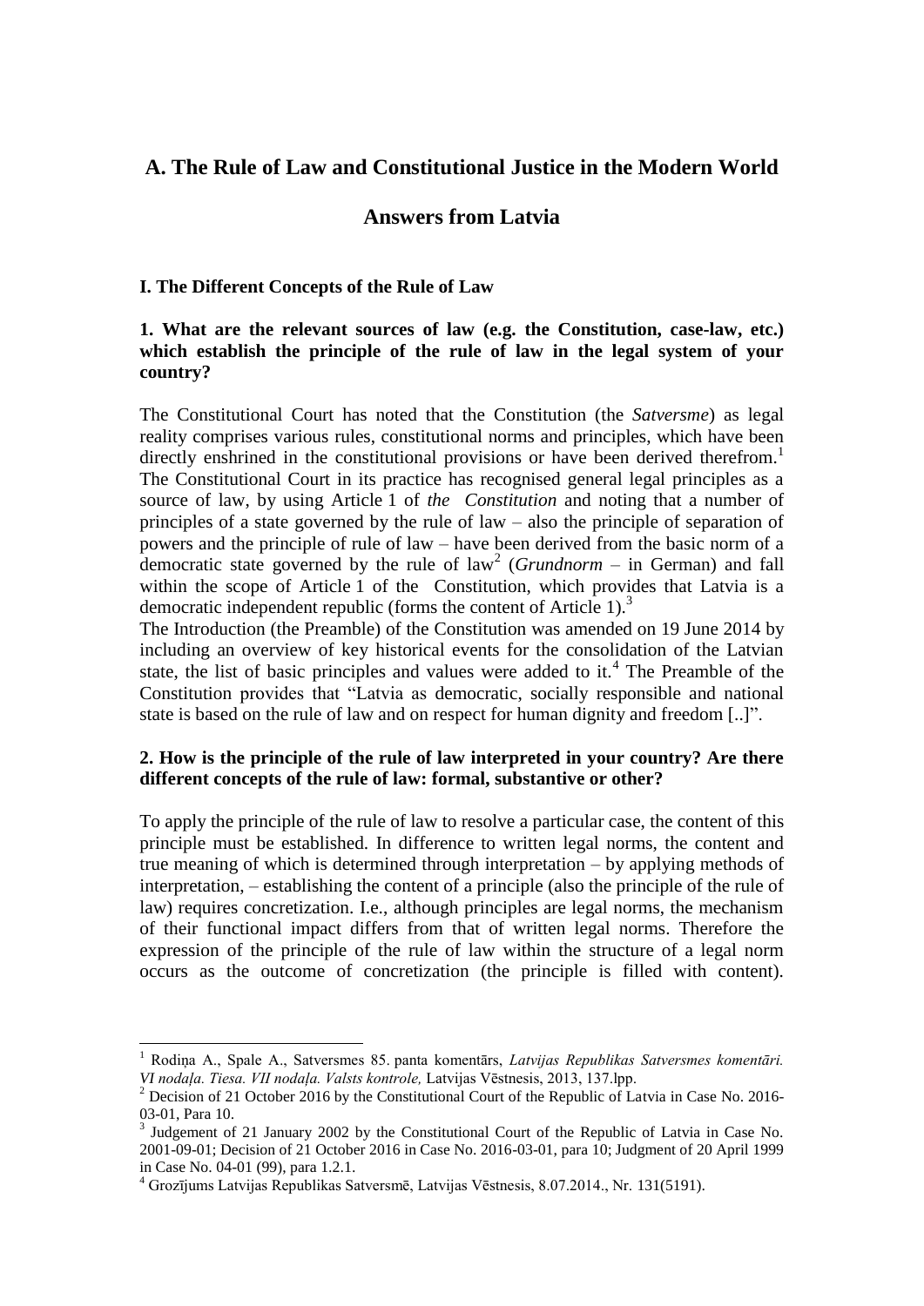## A. The Rule of Law and Constitutional Justice in the Modern World

## Answers from Latvia

### I. The Different Concepts of the Rule of Law

**1. What are the relevant sources of law (e.g. the Constitution, case-law, etc.) which establish the principle of the rule of law in the legal system of your country?**

The Constitutional Court has noted that the Constitution (the *Satversme*) as legal reality comprises various rules, constitutional norms and principles, which have been directly enshrined in the constitutional provisions or have been derived therefrom.[1] The Constitutional Court in its practice has recognised general legal principles as a source of law, by using Article 1 of *the Constitution* and noting that a number of principles of a state governed by the rule of law – also the principle of separation of powers and the principle of rule of law – have been derived from the basic norm of a democratic state governed by the rule of law[2] (*Grundnorm* – in German) and fall within the scope of Article 1 of the Constitution, which provides that Latvia is a democratic independent republic (forms the content of Article 1).[3]

The Introduction (the Preamble) of the Constitution was amended on 19 June 2014 by including an overview of key historical events for the consolidation of the Latvian state, the list of basic principles and values were added to it.[4] The Preamble of the Constitution provides that "Latvia as democratic, socially responsible and national state is based on the rule of law and on respect for human dignity and freedom [..]".

**2. How is the principle of the rule of law interpreted in your country? Are there different concepts of the rule of law: formal, substantive or other?**

To apply the principle of the rule of law to resolve a particular case, the content of this principle must be established. In difference to written legal norms, the content and true meaning of which is determined through interpretation – by applying methods of interpretation, – establishing the content of a principle (also the principle of the rule of law) requires concretization. I.e., although principles are legal norms, the mechanism of their functional impact differs from that of written legal norms. Therefore the expression of the principle of the rule of law within the structure of a legal norm occurs as the outcome of concretization (the principle is filled with content).

---

[1] Rodiņa A., Spale A., Satversmes 85. panta komentārs, *Latvijas Republikas Satversmes komentāri. VI nodaļa. Tiesa. VII nodaļa. Valsts kontrole,* Latvijas Vēstnesis, 2013, 137.lpp.

[2] Decision of 21 October 2016 by the Constitutional Court of the Republic of Latvia in Case No. 2016-03-01, Para 10.

[3] Judgement of 21 January 2002 by the Constitutional Court of the Republic of Latvia in Case No. 2001-09-01; Decision of 21 October 2016 in Case No. 2016-03-01, para 10; Judgment of 20 April 1999 in Case No. 04-01 (99), para 1.2.1.

[4] Grozījums Latvijas Republikas Satversmē, Latvijas Vēstnesis, 8.07.2014., Nr. 131(5191).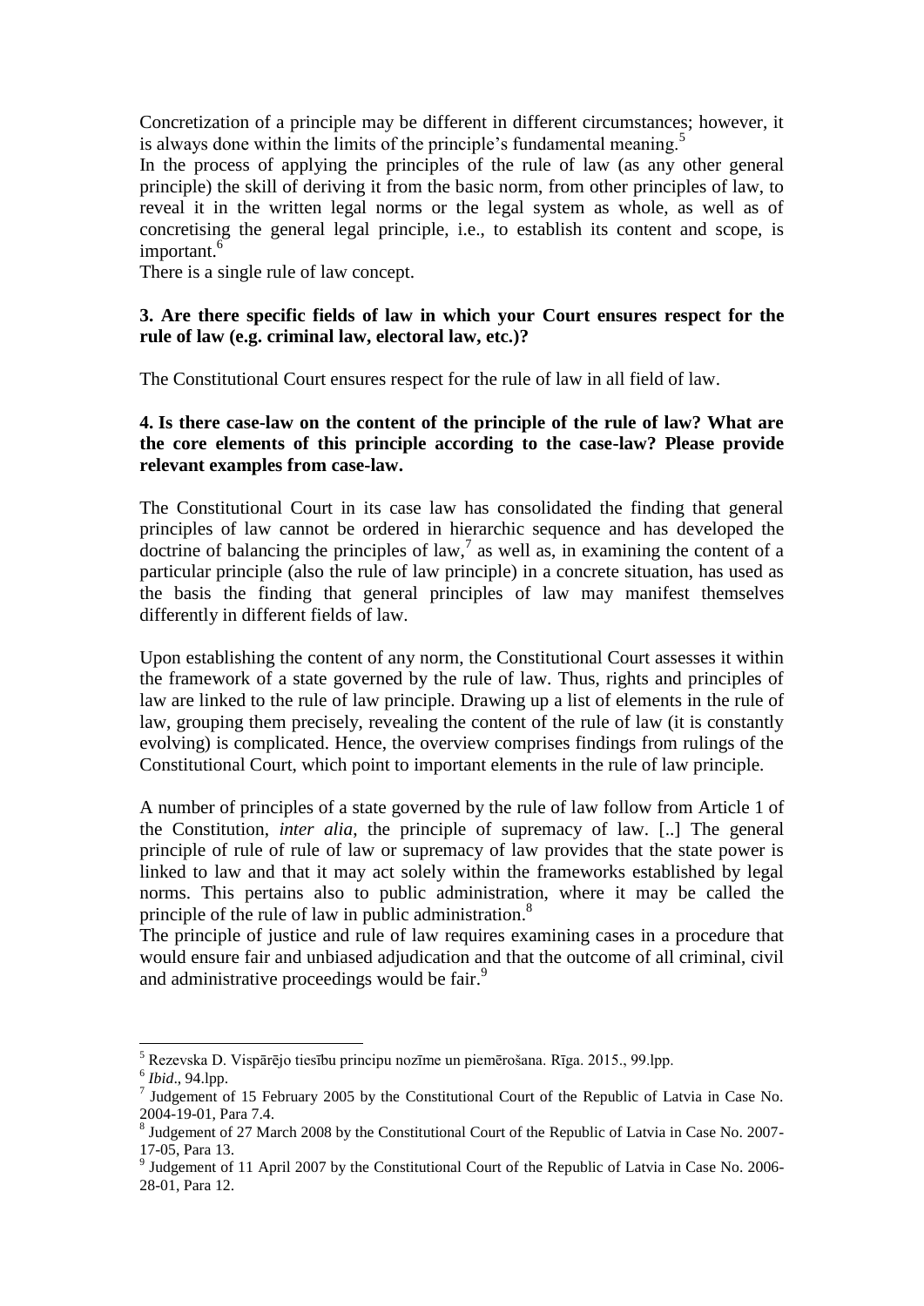Concretization of a principle may be different in different circumstances; however, it is always done within the limits of the principle's fundamental meaning.[5]

In the process of applying the principles of the rule of law (as any other general principle) the skill of deriving it from the basic norm, from other principles of law, to reveal it in the written legal norms or the legal system as whole, as well as of concretising the general legal principle, i.e., to establish its content and scope, is important.[6]

There is a single rule of law concept.

**3. Are there specific fields of law in which your Court ensures respect for the rule of law (e.g. criminal law, electoral law, etc.)?**

The Constitutional Court ensures respect for the rule of law in all field of law.

**4. Is there case-law on the content of the principle of the rule of law? What are the core elements of this principle according to the case-law? Please provide relevant examples from case-law.**

The Constitutional Court in its case law has consolidated the finding that general principles of law cannot be ordered in hierarchic sequence and has developed the doctrine of balancing the principles of law,[7] as well as, in examining the content of a particular principle (also the rule of law principle) in a concrete situation, has used as the basis the finding that general principles of law may manifest themselves differently in different fields of law.

Upon establishing the content of any norm, the Constitutional Court assesses it within the framework of a state governed by the rule of law. Thus, rights and principles of law are linked to the rule of law principle. Drawing up a list of elements in the rule of law, grouping them precisely, revealing the content of the rule of law (it is constantly evolving) is complicated. Hence, the overview comprises findings from rulings of the Constitutional Court, which point to important elements in the rule of law principle.

A number of principles of a state governed by the rule of law follow from Article 1 of the Constitution, *inter alia*, the principle of supremacy of law. [..] The general principle of rule of rule of law or supremacy of law provides that the state power is linked to law and that it may act solely within the frameworks established by legal norms. This pertains also to public administration, where it may be called the principle of the rule of law in public administration.[8]

The principle of justice and rule of law requires examining cases in a procedure that would ensure fair and unbiased adjudication and that the outcome of all criminal, civil and administrative proceedings would be fair.[9]

---

[5] Rezevska D. Vispārējo tiesību principu nozīme un piemērošana. Rīga. 2015., 99.lpp.

[6] *Ibid*., 94.lpp.

[7] Judgement of 15 February 2005 by the Constitutional Court of the Republic of Latvia in Case No. 2004-19-01, Para 7.4.

[8] Judgement of 27 March 2008 by the Constitutional Court of the Republic of Latvia in Case No. 2007-17-05, Para 13.

[9] Judgement of 11 April 2007 by the Constitutional Court of the Republic of Latvia in Case No. 2006-28-01, Para 12.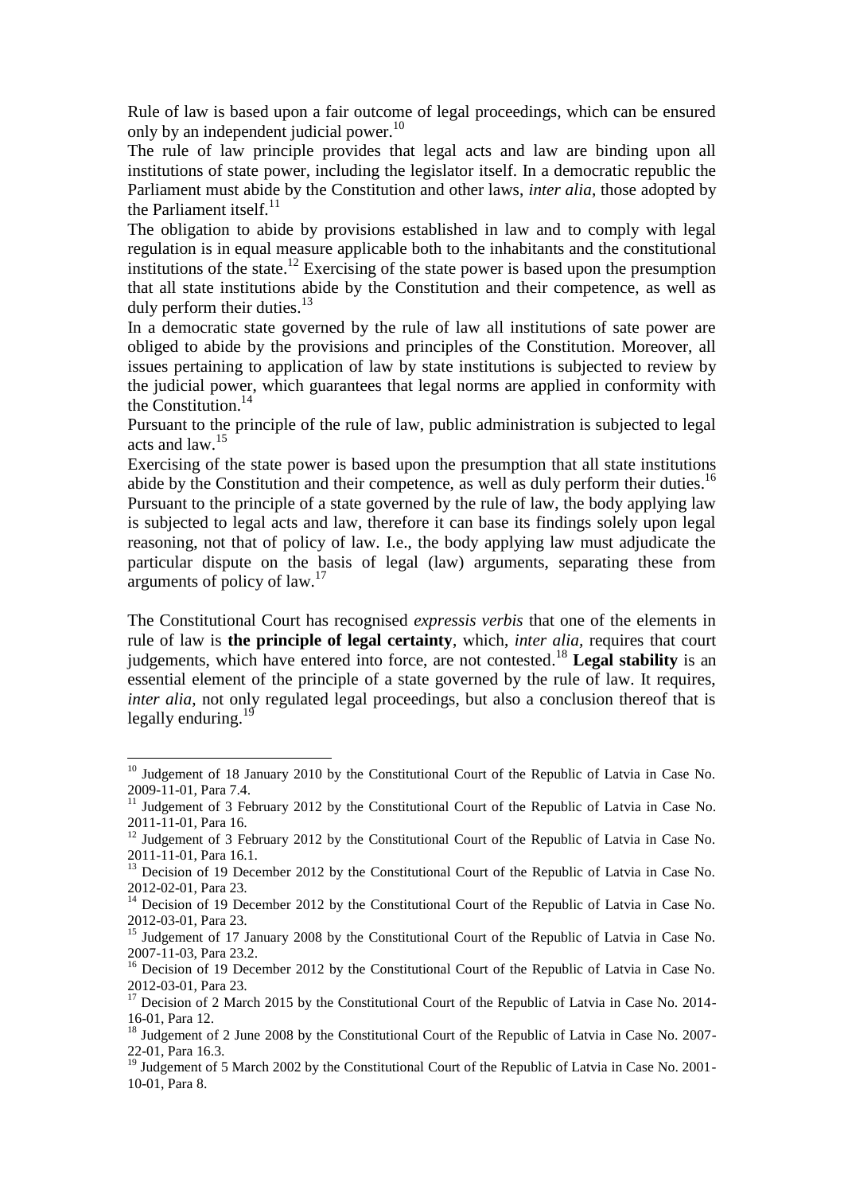Rule of law is based upon a fair outcome of legal proceedings, which can be ensured only by an independent judicial power.[10]

The rule of law principle provides that legal acts and law are binding upon all institutions of state power, including the legislator itself. In a democratic republic the Parliament must abide by the Constitution and other laws, *inter alia*, those adopted by the Parliament itself.[11]

The obligation to abide by provisions established in law and to comply with legal regulation is in equal measure applicable both to the inhabitants and the constitutional institutions of the state.[12] Exercising of the state power is based upon the presumption that all state institutions abide by the Constitution and their competence, as well as duly perform their duties.[13]

In a democratic state governed by the rule of law all institutions of sate power are obliged to abide by the provisions and principles of the Constitution. Moreover, all issues pertaining to application of law by state institutions is subjected to review by the judicial power, which guarantees that legal norms are applied in conformity with the Constitution.[14]

Pursuant to the principle of the rule of law, public administration is subjected to legal acts and law.[15]

Exercising of the state power is based upon the presumption that all state institutions abide by the Constitution and their competence, as well as duly perform their duties.[16]

Pursuant to the principle of a state governed by the rule of law, the body applying law is subjected to legal acts and law, therefore it can base its findings solely upon legal reasoning, not that of policy of law. I.e., the body applying law must adjudicate the particular dispute on the basis of legal (law) arguments, separating these from arguments of policy of law.[17]

The Constitutional Court has recognised *expressis verbis* that one of the elements in rule of law is **the principle of legal certainty**, which, *inter alia*, requires that court judgements, which have entered into force, are not contested.[18] **Legal stability** is an essential element of the principle of a state governed by the rule of law. It requires, *inter alia*, not only regulated legal proceedings, but also a conclusion thereof that is legally enduring.[19]

---

[10] Judgement of 18 January 2010 by the Constitutional Court of the Republic of Latvia in Case No. 2009-11-01, Para 7.4.

[11] Judgement of 3 February 2012 by the Constitutional Court of the Republic of Latvia in Case No. 2011-11-01, Para 16.

[12] Judgement of 3 February 2012 by the Constitutional Court of the Republic of Latvia in Case No. 2011-11-01, Para 16.1.

[13] Decision of 19 December 2012 by the Constitutional Court of the Republic of Latvia in Case No. 2012-02-01, Para 23.

[14] Decision of 19 December 2012 by the Constitutional Court of the Republic of Latvia in Case No. 2012-03-01, Para 23.

[15] Judgement of 17 January 2008 by the Constitutional Court of the Republic of Latvia in Case No. 2007-11-03, Para 23.2.

[16] Decision of 19 December 2012 by the Constitutional Court of the Republic of Latvia in Case No. 2012-03-01, Para 23.

[17] Decision of 2 March 2015 by the Constitutional Court of the Republic of Latvia in Case No. 2014-16-01, Para 12.

[18] Judgement of 2 June 2008 by the Constitutional Court of the Republic of Latvia in Case No. 2007-22-01, Para 16.3.

[19] Judgement of 5 March 2002 by the Constitutional Court of the Republic of Latvia in Case No. 2001-10-01, Para 8.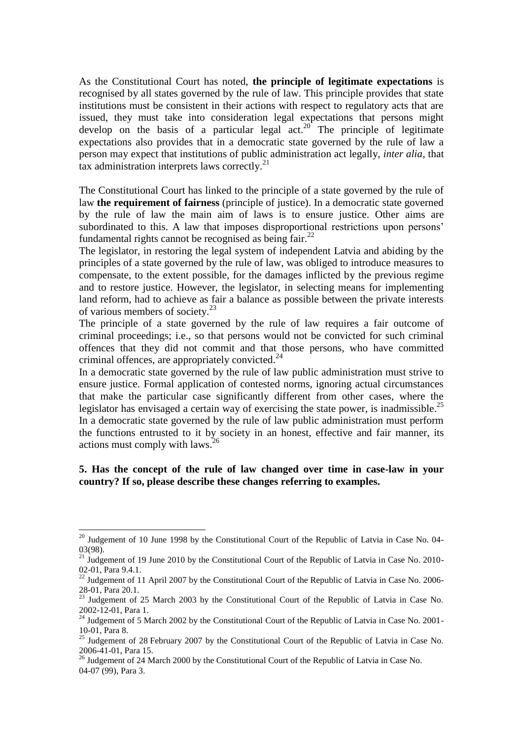As the Constitutional Court has noted, **the principle of legitimate expectations** is recognised by all states governed by the rule of law. This principle provides that state institutions must be consistent in their actions with respect to regulatory acts that are issued, they must take into consideration legal expectations that persons might develop on the basis of a particular legal act.[20] The principle of legitimate expectations also provides that in a democratic state governed by the rule of law a person may expect that institutions of public administration act legally, *inter alia*, that tax administration interprets laws correctly.[21]

The Constitutional Court has linked to the principle of a state governed by the rule of law **the requirement of fairness** (principle of justice). In a democratic state governed by the rule of law the main aim of laws is to ensure justice. Other aims are subordinated to this. A law that imposes disproportional restrictions upon persons' fundamental rights cannot be recognised as being fair.[22]

The legislator, in restoring the legal system of independent Latvia and abiding by the principles of a state governed by the rule of law, was obliged to introduce measures to compensate, to the extent possible, for the damages inflicted by the previous regime and to restore justice. However, the legislator, in selecting means for implementing land reform, had to achieve as fair a balance as possible between the private interests of various members of society.[23]

The principle of a state governed by the rule of law requires a fair outcome of criminal proceedings; i.e., so that persons would not be convicted for such criminal offences that they did not commit and that those persons, who have committed criminal offences, are appropriately convicted.[24]

In a democratic state governed by the rule of law public administration must strive to ensure justice. Formal application of contested norms, ignoring actual circumstances that make the particular case significantly different from other cases, where the legislator has envisaged a certain way of exercising the state power, is inadmissible.[25]

In a democratic state governed by the rule of law public administration must perform the functions entrusted to it by society in an honest, effective and fair manner, its actions must comply with laws.[26]

**5. Has the concept of the rule of law changed over time in case-law in your country? If so, please describe these changes referring to examples.**

---

[20] Judgement of 10 June 1998 by the Constitutional Court of the Republic of Latvia in Case No. 04-03(98).

[21] Judgement of 19 June 2010 by the Constitutional Court of the Republic of Latvia in Case No. 2010-02-01, Para 9.4.1.

[22] Judgement of 11 April 2007 by the Constitutional Court of the Republic of Latvia in Case No. 2006-28-01, Para 20.1.

[23] Judgement of 25 March 2003 by the Constitutional Court of the Republic of Latvia in Case No. 2002-12-01, Para 1.

[24] Judgement of 5 March 2002 by the Constitutional Court of the Republic of Latvia in Case No. 2001-10-01, Para 8.

[25] Judgement of 28 February 2007 by the Constitutional Court of the Republic of Latvia in Case No. 2006-41-01, Para 15.

[26] Judgement of 24 March 2000 by the Constitutional Court of the Republic of Latvia in Case No. 04-07 (99), Para 3.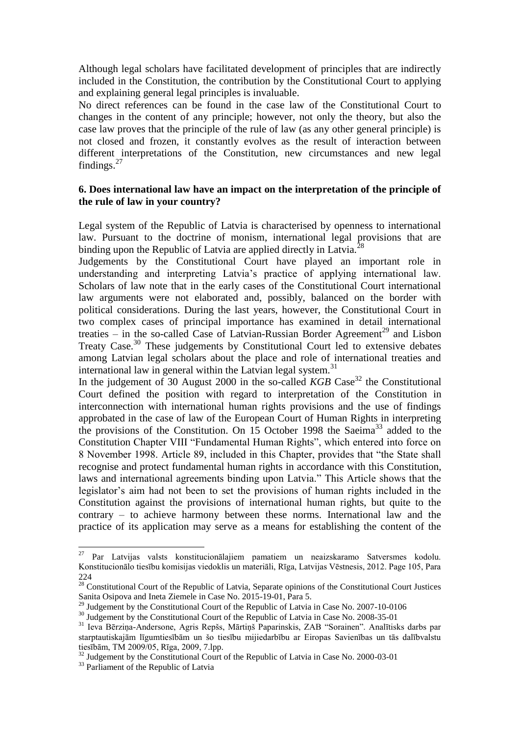Although legal scholars have facilitated development of principles that are indirectly included in the Constitution, the contribution by the Constitutional Court to applying and explaining general legal principles is invaluable.

No direct references can be found in the case law of the Constitutional Court to changes in the content of any principle; however, not only the theory, but also the case law proves that the principle of the rule of law (as any other general principle) is not closed and frozen, it constantly evolves as the result of interaction between different interpretations of the Constitution, new circumstances and new legal findings.[27]

**6. Does international law have an impact on the interpretation of the principle of the rule of law in your country?**

Legal system of the Republic of Latvia is characterised by openness to international law. Pursuant to the doctrine of monism, international legal provisions that are binding upon the Republic of Latvia are applied directly in Latvia.[28]

Judgements by the Constitutional Court have played an important role in understanding and interpreting Latvia's practice of applying international law. Scholars of law note that in the early cases of the Constitutional Court international law arguments were not elaborated and, possibly, balanced on the border with political considerations. During the last years, however, the Constitutional Court in two complex cases of principal importance has examined in detail international treaties – in the so-called Case of Latvian-Russian Border Agreement[29] and Lisbon Treaty Case.[30] These judgements by Constitutional Court led to extensive debates among Latvian legal scholars about the place and role of international treaties and international law in general within the Latvian legal system.[31]

In the judgement of 30 August 2000 in the so-called *KGB* Case[32] the Constitutional Court defined the position with regard to interpretation of the Constitution in interconnection with international human rights provisions and the use of findings approbated in the case of law of the European Court of Human Rights in interpreting the provisions of the Constitution. On 15 October 1998 the Saeima[33] added to the Constitution Chapter VIII "Fundamental Human Rights", which entered into force on 8 November 1998. Article 89, included in this Chapter, provides that "the State shall recognise and protect fundamental human rights in accordance with this Constitution, laws and international agreements binding upon Latvia." This Article shows that the legislator's aim had not been to set the provisions of human rights included in the Constitution against the provisions of international human rights, but quite to the contrary – to achieve harmony between these norms. International law and the practice of its application may serve as a means for establishing the content of the

---

[27] Par Latvijas valsts konstitucionālajiem pamatiem un neaizskaramo Satversmes kodolu. Konstitucionālo tiesību komisijas viedoklis un materiāli, Rīga, Latvijas Vēstnesis, 2012. Page 105, Para 224

[28] Constitutional Court of the Republic of Latvia, Separate opinions of the Constitutional Court Justices Sanita Osipova and Ineta Ziemele in Case No. 2015-19-01, Para 5.

[29] Judgement by the Constitutional Court of the Republic of Latvia in Case No. 2007-10-0106

[30] Judgement by the Constitutional Court of the Republic of Latvia in Case No. 2008-35-01

[31] Ieva Bērziņa-Andersone, Agris Repšs, Mārtiņš Paparinskis, ZAB "Sorainen". Analītisks darbs par starptautiskajām līgumtiesībām un šo tiesību mijiedarbību ar Eiropas Savienības un tās dalībvalstu tiesībām, TM 2009/05, Rīga, 2009, 7.lpp.

[32] Judgement by the Constitutional Court of the Republic of Latvia in Case No. 2000-03-01

[33] Parliament of the Republic of Latvia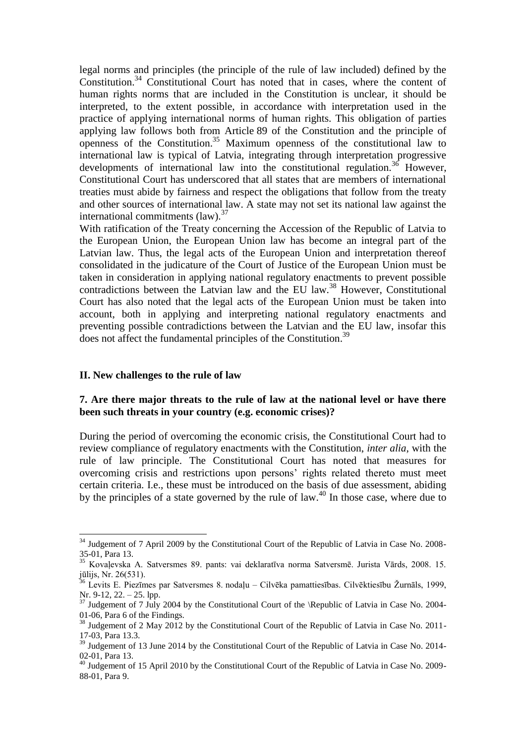legal norms and principles (the principle of the rule of law included) defined by the Constitution.[34] Constitutional Court has noted that in cases, where the content of human rights norms that are included in the Constitution is unclear, it should be interpreted, to the extent possible, in accordance with interpretation used in the practice of applying international norms of human rights. This obligation of parties applying law follows both from Article 89 of the Constitution and the principle of openness of the Constitution.[35] Maximum openness of the constitutional law to international law is typical of Latvia, integrating through interpretation progressive developments of international law into the constitutional regulation.[36] However, Constitutional Court has underscored that all states that are members of international treaties must abide by fairness and respect the obligations that follow from the treaty and other sources of international law. A state may not set its national law against the international commitments (law).[37]

With ratification of the Treaty concerning the Accession of the Republic of Latvia to the European Union, the European Union law has become an integral part of the Latvian law. Thus, the legal acts of the European Union and interpretation thereof consolidated in the judicature of the Court of Justice of the European Union must be taken in consideration in applying national regulatory enactments to prevent possible contradictions between the Latvian law and the EU law.[38] However, Constitutional Court has also noted that the legal acts of the European Union must be taken into account, both in applying and interpreting national regulatory enactments and preventing possible contradictions between the Latvian and the EU law, insofar this does not affect the fundamental principles of the Constitution.[39]

## II. New challenges to the rule of law

### 7. Are there major threats to the rule of law at the national level or have there been such threats in your country (e.g. economic crises)?

During the period of overcoming the economic crisis, the Constitutional Court had to review compliance of regulatory enactments with the Constitution, *inter alia*, with the rule of law principle. The Constitutional Court has noted that measures for overcoming crisis and restrictions upon persons' rights related thereto must meet certain criteria. I.e., these must be introduced on the basis of due assessment, abiding by the principles of a state governed by the rule of law.[40] In those case, where due to

---

[34] Judgement of 7 April 2009 by the Constitutional Court of the Republic of Latvia in Case No. 2008-35-01, Para 13.

[35] Kovaļevska A. Satversmes 89. pants: vai deklaratīva norma Satversmē. Jurista Vārds, 2008. 15. jūlijs, Nr. 26(531).

[36] Levits E. Piezīmes par Satversmes 8. nodaļu – Cilvēka pamattiesības. Cilvēktiesību Žurnāls, 1999, Nr. 9-12, 22. – 25. lpp.

[37] Judgement of 7 July 2004 by the Constitutional Court of the \Republic of Latvia in Case No. 2004-01-06, Para 6 of the Findings.

[38] Judgement of 2 May 2012 by the Constitutional Court of the Republic of Latvia in Case No. 2011-17-03, Para 13.3.

[39] Judgement of 13 June 2014 by the Constitutional Court of the Republic of Latvia in Case No. 2014-02-01, Para 13.

[40] Judgement of 15 April 2010 by the Constitutional Court of the Republic of Latvia in Case No. 2009-88-01, Para 9.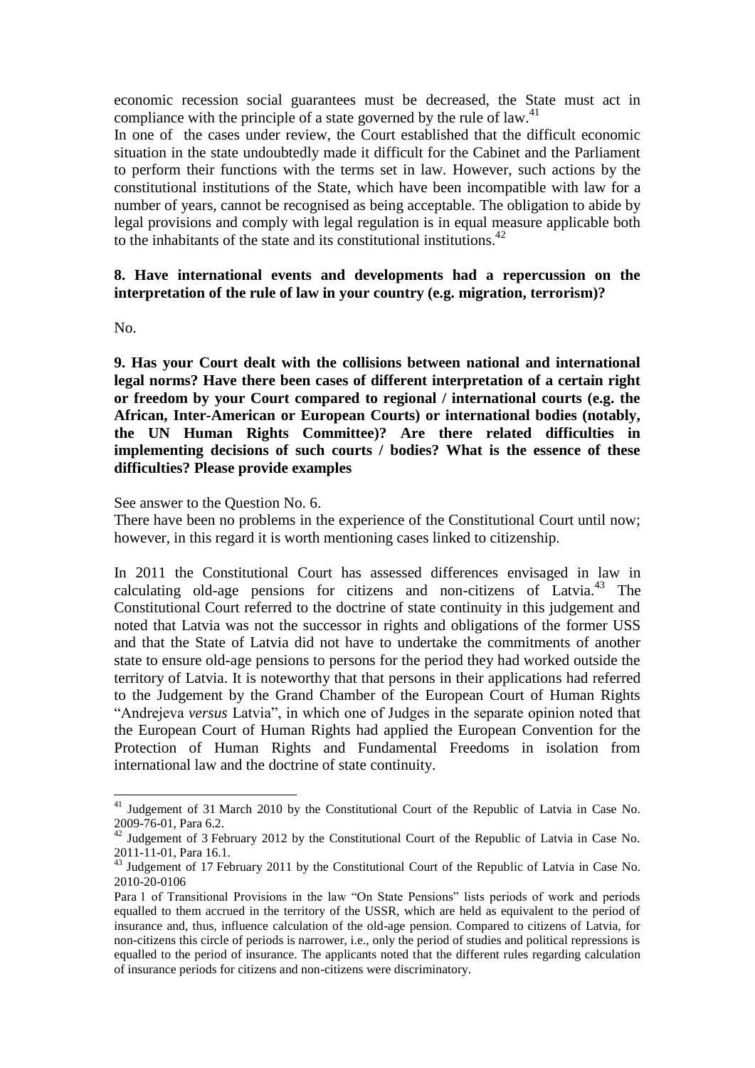economic recession social guarantees must be decreased, the State must act in compliance with the principle of a state governed by the rule of law.[41]

In one of the cases under review, the Court established that the difficult economic situation in the state undoubtedly made it difficult for the Cabinet and the Parliament to perform their functions with the terms set in law. However, such actions by the constitutional institutions of the State, which have been incompatible with law for a number of years, cannot be recognised as being acceptable. The obligation to abide by legal provisions and comply with legal regulation is in equal measure applicable both to the inhabitants of the state and its constitutional institutions.[42]

**8. Have international events and developments had a repercussion on the interpretation of the rule of law in your country (e.g. migration, terrorism)?**

No.

**9. Has your Court dealt with the collisions between national and international legal norms? Have there been cases of different interpretation of a certain right or freedom by your Court compared to regional / international courts (e.g. the African, Inter-American or European Courts) or international bodies (notably, the UN Human Rights Committee)? Are there related difficulties in implementing decisions of such courts / bodies? What is the essence of these difficulties? Please provide examples**

See answer to the Question No. 6.

There have been no problems in the experience of the Constitutional Court until now; however, in this regard it is worth mentioning cases linked to citizenship.

In 2011 the Constitutional Court has assessed differences envisaged in law in calculating old-age pensions for citizens and non-citizens of Latvia.[43] The Constitutional Court referred to the doctrine of state continuity in this judgement and noted that Latvia was not the successor in rights and obligations of the former USS and that the State of Latvia did not have to undertake the commitments of another state to ensure old-age pensions to persons for the period they had worked outside the territory of Latvia. It is noteworthy that that persons in their applications had referred to the Judgement by the Grand Chamber of the European Court of Human Rights "Andrejeva *versus* Latvia", in which one of Judges in the separate opinion noted that the European Court of Human Rights had applied the European Convention for the Protection of Human Rights and Fundamental Freedoms in isolation from international law and the doctrine of state continuity.

---

[41] Judgement of 31 March 2010 by the Constitutional Court of the Republic of Latvia in Case No. 2009-76-01, Para 6.2.

[42] Judgement of 3 February 2012 by the Constitutional Court of the Republic of Latvia in Case No. 2011-11-01, Para 16.1.

[43] Judgement of 17 February 2011 by the Constitutional Court of the Republic of Latvia in Case No. 2010-20-0106

Para 1 of Transitional Provisions in the law "On State Pensions" lists periods of work and periods equalled to them accrued in the territory of the USSR, which are held as equivalent to the period of insurance and, thus, influence calculation of the old-age pension. Compared to citizens of Latvia, for non-citizens this circle of periods is narrower, i.e., only the period of studies and political repressions is equalled to the period of insurance. The applicants noted that the different rules regarding calculation of insurance periods for citizens and non-citizens were discriminatory.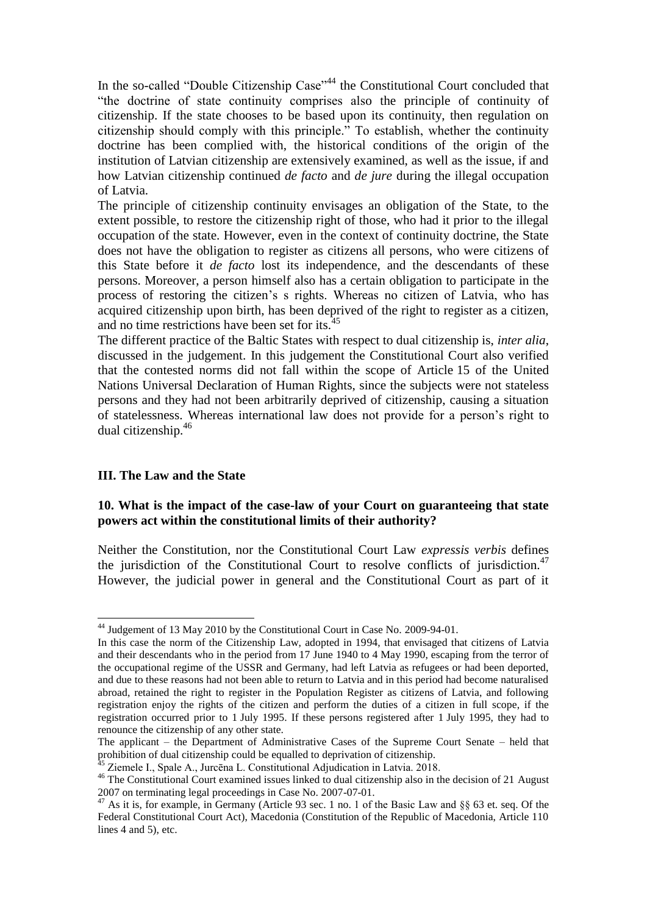In the so-called "Double Citizenship Case"[44] the Constitutional Court concluded that "the doctrine of state continuity comprises also the principle of continuity of citizenship. If the state chooses to be based upon its continuity, then regulation on citizenship should comply with this principle." To establish, whether the continuity doctrine has been complied with, the historical conditions of the origin of the institution of Latvian citizenship are extensively examined, as well as the issue, if and how Latvian citizenship continued *de facto* and *de jure* during the illegal occupation of Latvia.

The principle of citizenship continuity envisages an obligation of the State, to the extent possible, to restore the citizenship right of those, who had it prior to the illegal occupation of the state. However, even in the context of continuity doctrine, the State does not have the obligation to register as citizens all persons, who were citizens of this State before it *de facto* lost its independence, and the descendants of these persons. Moreover, a person himself also has a certain obligation to participate in the process of restoring the citizen's s rights. Whereas no citizen of Latvia, who has acquired citizenship upon birth, has been deprived of the right to register as a citizen, and no time restrictions have been set for its.[45]

The different practice of the Baltic States with respect to dual citizenship is, *inter alia*, discussed in the judgement. In this judgement the Constitutional Court also verified that the contested norms did not fall within the scope of Article 15 of the United Nations Universal Declaration of Human Rights, since the subjects were not stateless persons and they had not been arbitrarily deprived of citizenship, causing a situation of statelessness. Whereas international law does not provide for a person's right to dual citizenship.[46]

## III. The Law and the State

### 10. What is the impact of the case-law of your Court on guaranteeing that state powers act within the constitutional limits of their authority?

Neither the Constitution, nor the Constitutional Court Law *expressis verbis* defines the jurisdiction of the Constitutional Court to resolve conflicts of jurisdiction.[47] However, the judicial power in general and the Constitutional Court as part of it

---

[44] Judgement of 13 May 2010 by the Constitutional Court in Case No. 2009-94-01.

In this case the norm of the Citizenship Law, adopted in 1994, that envisaged that citizens of Latvia and their descendants who in the period from 17 June 1940 to 4 May 1990, escaping from the terror of the occupational regime of the USSR and Germany, had left Latvia as refugees or had been deported, and due to these reasons had not been able to return to Latvia and in this period had become naturalised abroad, retained the right to register in the Population Register as citizens of Latvia, and following registration enjoy the rights of the citizen and perform the duties of a citizen in full scope, if the registration occurred prior to 1 July 1995. If these persons registered after 1 July 1995, they had to renounce the citizenship of any other state.

The applicant – the Department of Administrative Cases of the Supreme Court Senate – held that prohibition of dual citizenship could be equalled to deprivation of citizenship.

[45] Ziemele I., Spale A., Jurcēna L. Constitutional Adjudication in Latvia. 2018.

[46] The Constitutional Court examined issues linked to dual citizenship also in the decision of 21 August 2007 on terminating legal proceedings in Case No. 2007-07-01.

[47] As it is, for example, in Germany (Article 93 sec. 1 no. 1 of the Basic Law and §§ 63 et. seq. Of the Federal Constitutional Court Act), Macedonia (Constitution of the Republic of Macedonia, Article 110 lines 4 and 5), etc.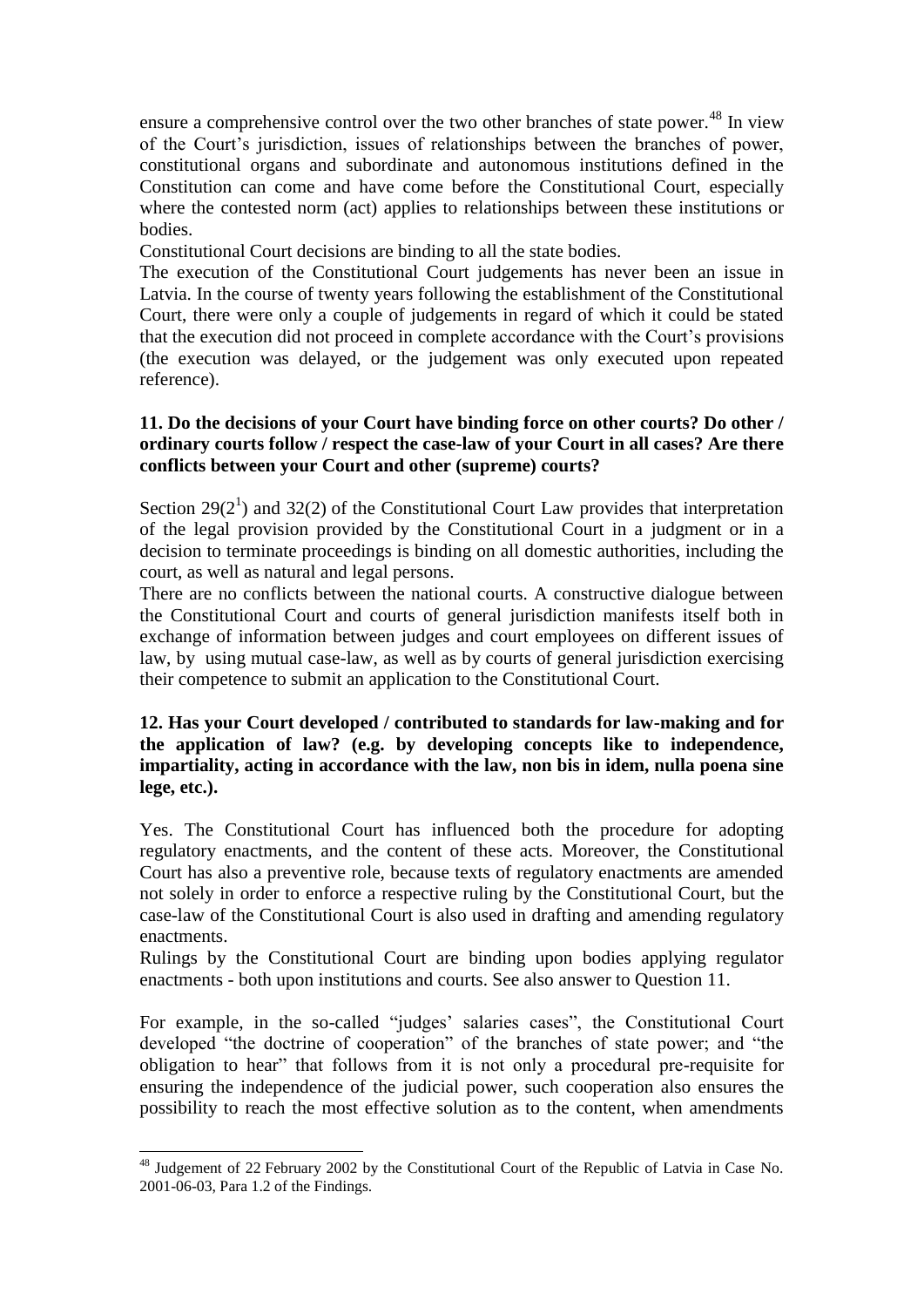ensure a comprehensive control over the two other branches of state power.[48] In view of the Court's jurisdiction, issues of relationships between the branches of power, constitutional organs and subordinate and autonomous institutions defined in the Constitution can come and have come before the Constitutional Court, especially where the contested norm (act) applies to relationships between these institutions or bodies.

Constitutional Court decisions are binding to all the state bodies.

The execution of the Constitutional Court judgements has never been an issue in Latvia. In the course of twenty years following the establishment of the Constitutional Court, there were only a couple of judgements in regard of which it could be stated that the execution did not proceed in complete accordance with the Court's provisions (the execution was delayed, or the judgement was only executed upon repeated reference).

**11. Do the decisions of your Court have binding force on other courts? Do other / ordinary courts follow / respect the case-law of your Court in all cases? Are there conflicts between your Court and other (supreme) courts?**

Section $29(2^1)$ and 32(2) of the Constitutional Court Law provides that interpretation of the legal provision provided by the Constitutional Court in a judgment or in a decision to terminate proceedings is binding on all domestic authorities, including the court, as well as natural and legal persons.

There are no conflicts between the national courts. A constructive dialogue between the Constitutional Court and courts of general jurisdiction manifests itself both in exchange of information between judges and court employees on different issues of law, by using mutual case-law, as well as by courts of general jurisdiction exercising their competence to submit an application to the Constitutional Court.

**12. Has your Court developed / contributed to standards for law-making and for the application of law? (e.g. by developing concepts like to independence, impartiality, acting in accordance with the law, non bis in idem, nulla poena sine lege, etc.).**

Yes. The Constitutional Court has influenced both the procedure for adopting regulatory enactments, and the content of these acts. Moreover, the Constitutional Court has also a preventive role, because texts of regulatory enactments are amended not solely in order to enforce a respective ruling by the Constitutional Court, but the case-law of the Constitutional Court is also used in drafting and amending regulatory enactments.

Rulings by the Constitutional Court are binding upon bodies applying regulator enactments - both upon institutions and courts. See also answer to Question 11.

For example, in the so-called "judges' salaries cases", the Constitutional Court developed "the doctrine of cooperation" of the branches of state power; and "the obligation to hear" that follows from it is not only a procedural pre-requisite for ensuring the independence of the judicial power, such cooperation also ensures the possibility to reach the most effective solution as to the content, when amendments

[48] Judgement of 22 February 2002 by the Constitutional Court of the Republic of Latvia in Case No. 2001-06-03, Para 1.2 of the Findings.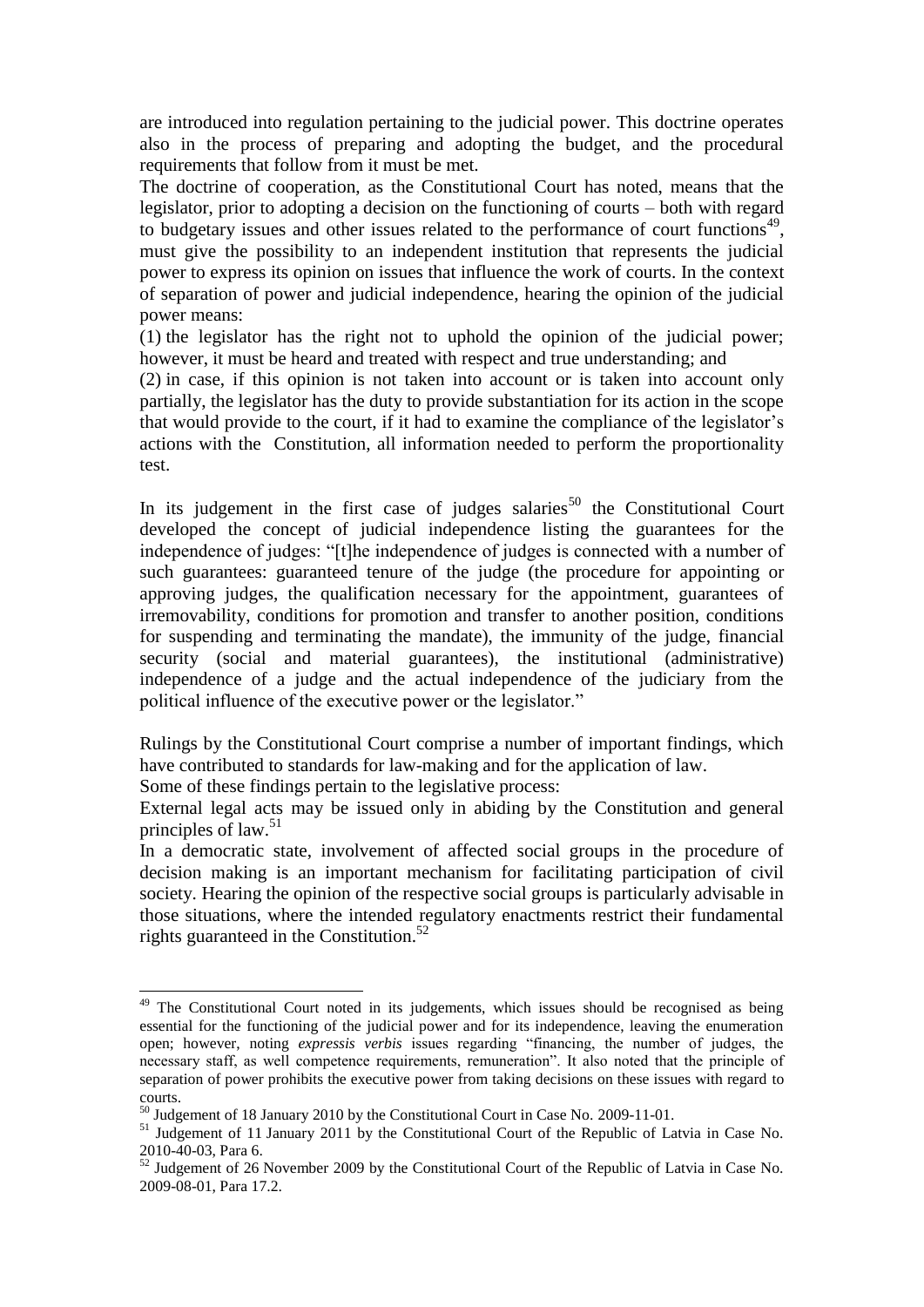are introduced into regulation pertaining to the judicial power. This doctrine operates also in the process of preparing and adopting the budget, and the procedural requirements that follow from it must be met.

The doctrine of cooperation, as the Constitutional Court has noted, means that the legislator, prior to adopting a decision on the functioning of courts – both with regard to budgetary issues and other issues related to the performance of court functions[49], must give the possibility to an independent institution that represents the judicial power to express its opinion on issues that influence the work of courts. In the context of separation of power and judicial independence, hearing the opinion of the judicial power means:

(1) the legislator has the right not to uphold the opinion of the judicial power; however, it must be heard and treated with respect and true understanding; and

(2) in case, if this opinion is not taken into account or is taken into account only partially, the legislator has the duty to provide substantiation for its action in the scope that would provide to the court, if it had to examine the compliance of the legislator's actions with the Constitution, all information needed to perform the proportionality test.

In its judgement in the first case of judges salaries[50] the Constitutional Court developed the concept of judicial independence listing the guarantees for the independence of judges: "[t]he independence of judges is connected with a number of such guarantees: guaranteed tenure of the judge (the procedure for appointing or approving judges, the qualification necessary for the appointment, guarantees of irremovability, conditions for promotion and transfer to another position, conditions for suspending and terminating the mandate), the immunity of the judge, financial security (social and material guarantees), the institutional (administrative) independence of a judge and the actual independence of the judiciary from the political influence of the executive power or the legislator."

Rulings by the Constitutional Court comprise a number of important findings, which have contributed to standards for law-making and for the application of law.

Some of these findings pertain to the legislative process:

External legal acts may be issued only in abiding by the Constitution and general principles of law.[51]

In a democratic state, involvement of affected social groups in the procedure of decision making is an important mechanism for facilitating participation of civil society. Hearing the opinion of the respective social groups is particularly advisable in those situations, where the intended regulatory enactments restrict their fundamental rights guaranteed in the Constitution.[52]

---

[49] The Constitutional Court noted in its judgements, which issues should be recognised as being essential for the functioning of the judicial power and for its independence, leaving the enumeration open; however, noting *expressis verbis* issues regarding "financing, the number of judges, the necessary staff, as well competence requirements, remuneration". It also noted that the principle of separation of power prohibits the executive power from taking decisions on these issues with regard to courts.

[50] Judgement of 18 January 2010 by the Constitutional Court in Case No. 2009-11-01.

[51] Judgement of 11 January 2011 by the Constitutional Court of the Republic of Latvia in Case No. 2010-40-03, Para 6.

[52] Judgement of 26 November 2009 by the Constitutional Court of the Republic of Latvia in Case No. 2009-08-01, Para 17.2.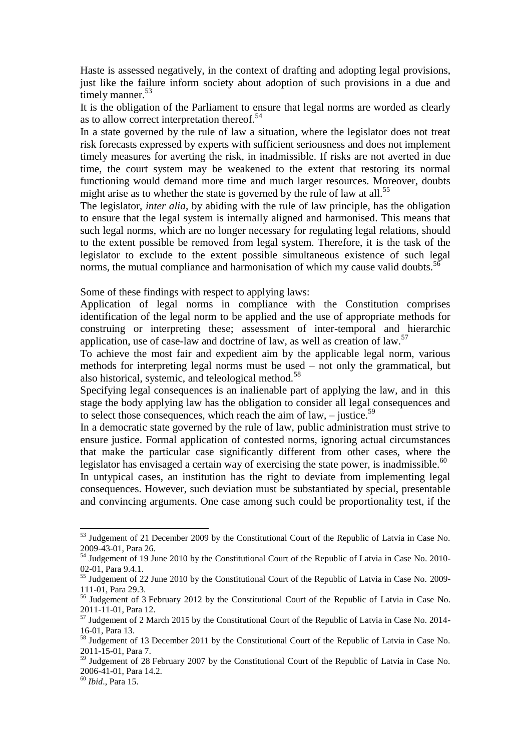Haste is assessed negatively, in the context of drafting and adopting legal provisions, just like the failure inform society about adoption of such provisions in a due and timely manner.[53]

It is the obligation of the Parliament to ensure that legal norms are worded as clearly as to allow correct interpretation thereof.[54]

In a state governed by the rule of law a situation, where the legislator does not treat risk forecasts expressed by experts with sufficient seriousness and does not implement timely measures for averting the risk, in inadmissible. If risks are not averted in due time, the court system may be weakened to the extent that restoring its normal functioning would demand more time and much larger resources. Moreover, doubts might arise as to whether the state is governed by the rule of law at all.[55]

The legislator, *inter alia*, by abiding with the rule of law principle, has the obligation to ensure that the legal system is internally aligned and harmonised. This means that such legal norms, which are no longer necessary for regulating legal relations, should to the extent possible be removed from legal system. Therefore, it is the task of the legislator to exclude to the extent possible simultaneous existence of such legal norms, the mutual compliance and harmonisation of which my cause valid doubts.[56]

Some of these findings with respect to applying laws:

Application of legal norms in compliance with the Constitution comprises identification of the legal norm to be applied and the use of appropriate methods for construing or interpreting these; assessment of inter-temporal and hierarchic application, use of case-law and doctrine of law, as well as creation of law.[57]

To achieve the most fair and expedient aim by the applicable legal norm, various methods for interpreting legal norms must be used – not only the grammatical, but also historical, systemic, and teleological method.[58]

Specifying legal consequences is an inalienable part of applying the law, and in this stage the body applying law has the obligation to consider all legal consequences and to select those consequences, which reach the aim of law, – justice.[59]

In a democratic state governed by the rule of law, public administration must strive to ensure justice. Formal application of contested norms, ignoring actual circumstances that make the particular case significantly different from other cases, where the legislator has envisaged a certain way of exercising the state power, is inadmissible.[60]

In untypical cases, an institution has the right to deviate from implementing legal consequences. However, such deviation must be substantiated by special, presentable and convincing arguments. One case among such could be proportionality test, if the

---

[53] Judgement of 21 December 2009 by the Constitutional Court of the Republic of Latvia in Case No. 2009-43-01, Para 26.

[54] Judgement of 19 June 2010 by the Constitutional Court of the Republic of Latvia in Case No. 2010-02-01, Para 9.4.1.

[55] Judgement of 22 June 2010 by the Constitutional Court of the Republic of Latvia in Case No. 2009-111-01, Para 29.3.

[56] Judgement of 3 February 2012 by the Constitutional Court of the Republic of Latvia in Case No. 2011-11-01, Para 12.

[57] Judgement of 2 March 2015 by the Constitutional Court of the Republic of Latvia in Case No. 2014-16-01, Para 13.

[58] Judgement of 13 December 2011 by the Constitutional Court of the Republic of Latvia in Case No. 2011-15-01, Para 7.

[59] Judgement of 28 February 2007 by the Constitutional Court of the Republic of Latvia in Case No. 2006-41-01, Para 14.2.

[60] *Ibid*., Para 15.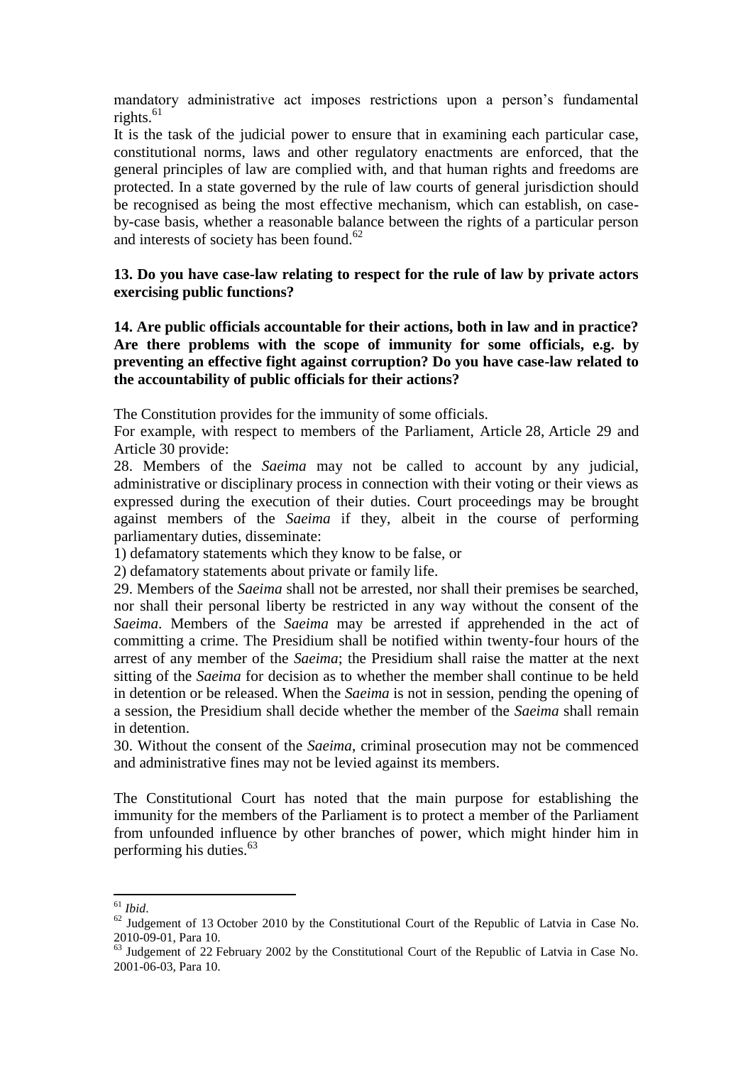mandatory administrative act imposes restrictions upon a person's fundamental rights.[61]

It is the task of the judicial power to ensure that in examining each particular case, constitutional norms, laws and other regulatory enactments are enforced, that the general principles of law are complied with, and that human rights and freedoms are protected. In a state governed by the rule of law courts of general jurisdiction should be recognised as being the most effective mechanism, which can establish, on case-by-case basis, whether a reasonable balance between the rights of a particular person and interests of society has been found.[62]

**13. Do you have case-law relating to respect for the rule of law by private actors exercising public functions?**

**14. Are public officials accountable for their actions, both in law and in practice? Are there problems with the scope of immunity for some officials, e.g. by preventing an effective fight against corruption? Do you have case-law related to the accountability of public officials for their actions?**

The Constitution provides for the immunity of some officials.

For example, with respect to members of the Parliament, Article 28, Article 29 and Article 30 provide:

28. Members of the *Saeima* may not be called to account by any judicial, administrative or disciplinary process in connection with their voting or their views as expressed during the execution of their duties. Court proceedings may be brought against members of the *Saeima* if they, albeit in the course of performing parliamentary duties, disseminate:

1) defamatory statements which they know to be false, or

2) defamatory statements about private or family life.

29. Members of the *Saeima* shall not be arrested, nor shall their premises be searched, nor shall their personal liberty be restricted in any way without the consent of the *Saeima*. Members of the *Saeima* may be arrested if apprehended in the act of committing a crime. The Presidium shall be notified within twenty-four hours of the arrest of any member of the *Saeima*; the Presidium shall raise the matter at the next sitting of the *Saeima* for decision as to whether the member shall continue to be held in detention or be released. When the *Saeima* is not in session, pending the opening of a session, the Presidium shall decide whether the member of the *Saeima* shall remain in detention.

30. Without the consent of the *Saeima*, criminal prosecution may not be commenced and administrative fines may not be levied against its members.

The Constitutional Court has noted that the main purpose for establishing the immunity for the members of the Parliament is to protect a member of the Parliament from unfounded influence by other branches of power, which might hinder him in performing his duties.[63]

---

[61] *Ibid*.

[62] Judgement of 13 October 2010 by the Constitutional Court of the Republic of Latvia in Case No. 2010-09-01, Para 10.

[63] Judgement of 22 February 2002 by the Constitutional Court of the Republic of Latvia in Case No. 2001-06-03, Para 10.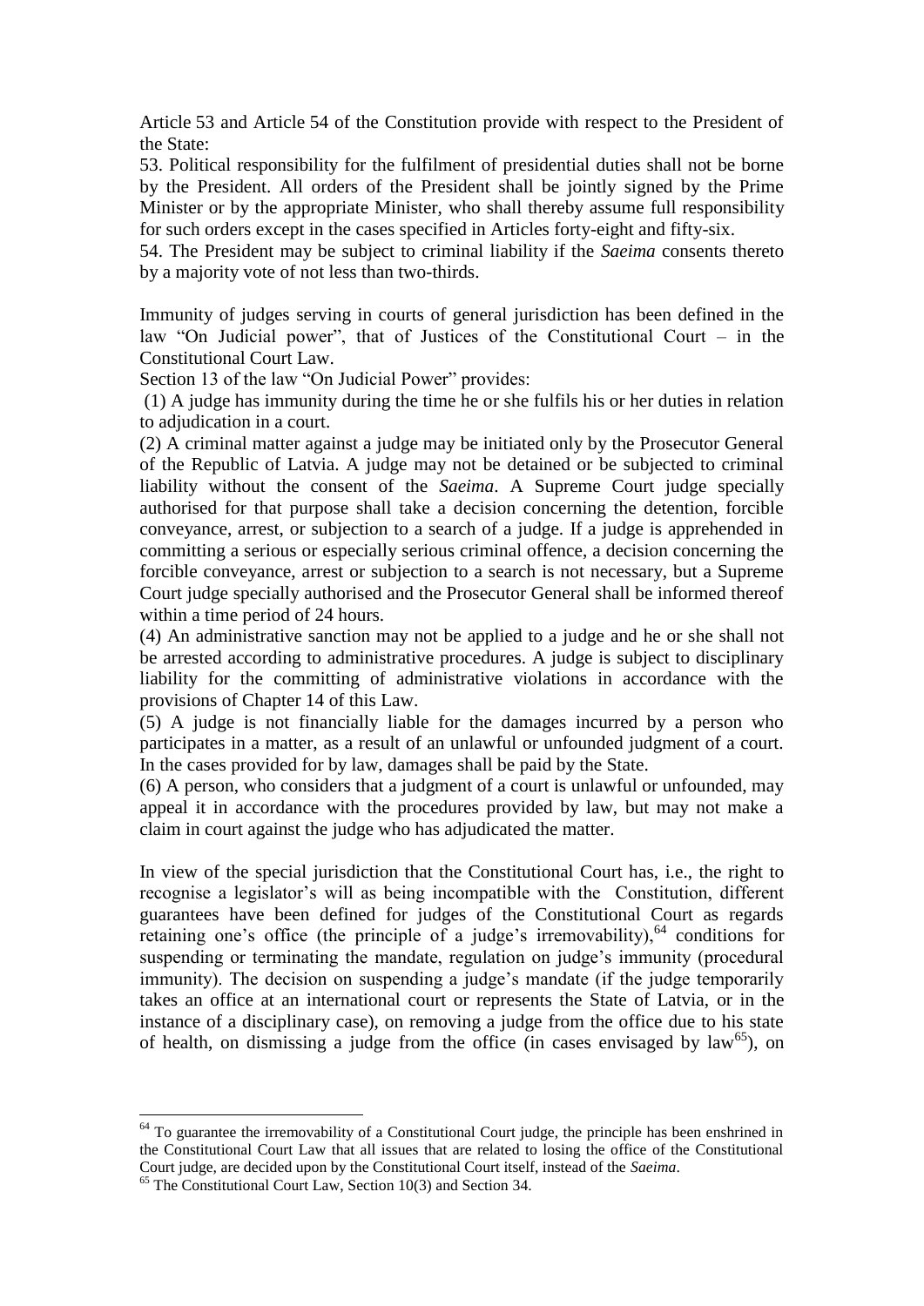Article 53 and Article 54 of the Constitution provide with respect to the President of the State:

53. Political responsibility for the fulfilment of presidential duties shall not be borne by the President. All orders of the President shall be jointly signed by the Prime Minister or by the appropriate Minister, who shall thereby assume full responsibility for such orders except in the cases specified in Articles forty-eight and fifty-six.

54. The President may be subject to criminal liability if the *Saeima* consents thereto by a majority vote of not less than two-thirds.

Immunity of judges serving in courts of general jurisdiction has been defined in the law "On Judicial power", that of Justices of the Constitutional Court – in the Constitutional Court Law.

Section 13 of the law "On Judicial Power" provides:

(1) A judge has immunity during the time he or she fulfils his or her duties in relation to adjudication in a court.

(2) A criminal matter against a judge may be initiated only by the Prosecutor General of the Republic of Latvia. A judge may not be detained or be subjected to criminal liability without the consent of the *Saeima*. A Supreme Court judge specially authorised for that purpose shall take a decision concerning the detention, forcible conveyance, arrest, or subjection to a search of a judge. If a judge is apprehended in committing a serious or especially serious criminal offence, a decision concerning the forcible conveyance, arrest or subjection to a search is not necessary, but a Supreme Court judge specially authorised and the Prosecutor General shall be informed thereof within a time period of 24 hours.

(4) An administrative sanction may not be applied to a judge and he or she shall not be arrested according to administrative procedures. A judge is subject to disciplinary liability for the committing of administrative violations in accordance with the provisions of Chapter 14 of this Law.

(5) A judge is not financially liable for the damages incurred by a person who participates in a matter, as a result of an unlawful or unfounded judgment of a court. In the cases provided for by law, damages shall be paid by the State.

(6) A person, who considers that a judgment of a court is unlawful or unfounded, may appeal it in accordance with the procedures provided by law, but may not make a claim in court against the judge who has adjudicated the matter.

In view of the special jurisdiction that the Constitutional Court has, i.e., the right to recognise a legislator's will as being incompatible with the Constitution, different guarantees have been defined for judges of the Constitutional Court as regards retaining one's office (the principle of a judge's irremovability),[64] conditions for suspending or terminating the mandate, regulation on judge's immunity (procedural immunity). The decision on suspending a judge's mandate (if the judge temporarily takes an office at an international court or represents the State of Latvia, or in the instance of a disciplinary case), on removing a judge from the office due to his state of health, on dismissing a judge from the office (in cases envisaged by law[65]), on

---

[64] To guarantee the irremovability of a Constitutional Court judge, the principle has been enshrined in the Constitutional Court Law that all issues that are related to losing the office of the Constitutional Court judge, are decided upon by the Constitutional Court itself, instead of the *Saeima*.

[65] The Constitutional Court Law, Section 10(3) and Section 34.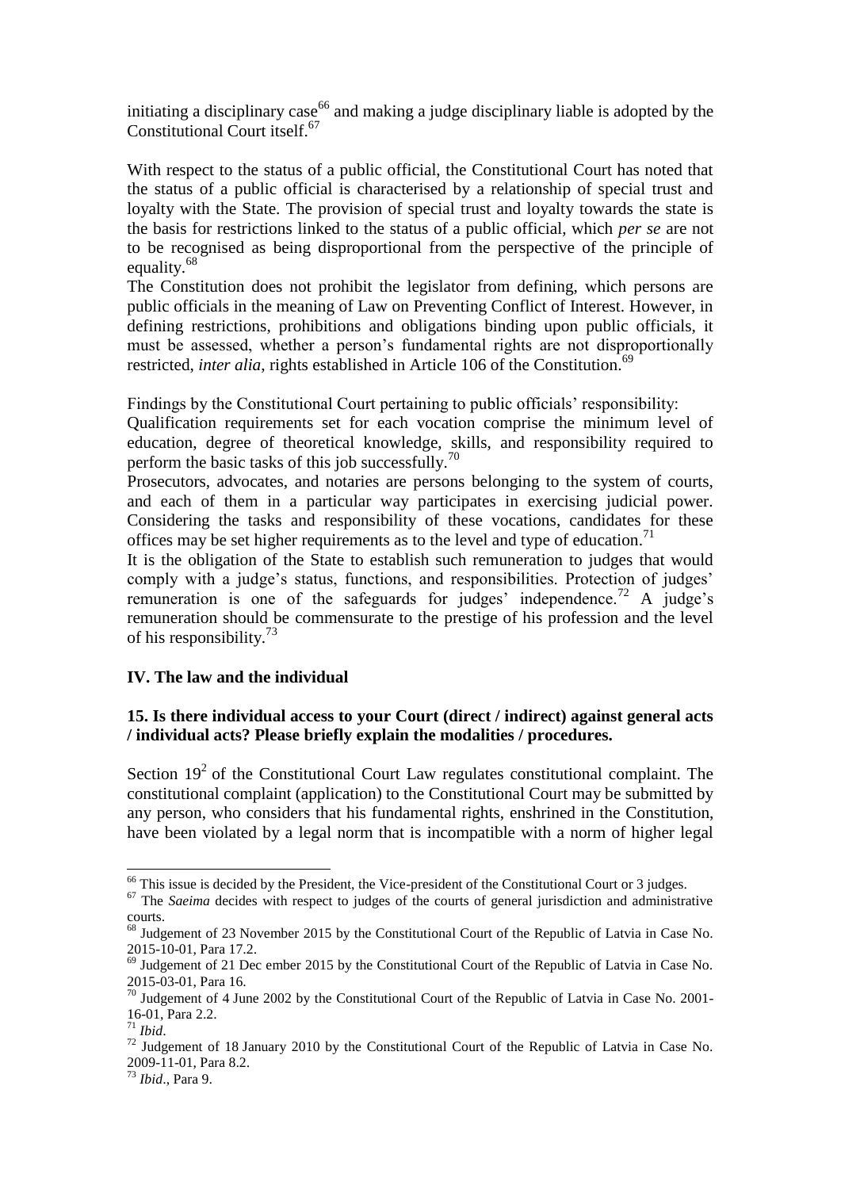initiating a disciplinary case[66] and making a judge disciplinary liable is adopted by the Constitutional Court itself.[67]

With respect to the status of a public official, the Constitutional Court has noted that the status of a public official is characterised by a relationship of special trust and loyalty with the State. The provision of special trust and loyalty towards the state is the basis for restrictions linked to the status of a public official, which *per se* are not to be recognised as being disproportional from the perspective of the principle of equality.[68]

The Constitution does not prohibit the legislator from defining, which persons are public officials in the meaning of Law on Preventing Conflict of Interest. However, in defining restrictions, prohibitions and obligations binding upon public officials, it must be assessed, whether a person's fundamental rights are not disproportionally restricted, *inter alia*, rights established in Article 106 of the Constitution.[69]

Findings by the Constitutional Court pertaining to public officials' responsibility:

Qualification requirements set for each vocation comprise the minimum level of education, degree of theoretical knowledge, skills, and responsibility required to perform the basic tasks of this job successfully.[70]

Prosecutors, advocates, and notaries are persons belonging to the system of courts, and each of them in a particular way participates in exercising judicial power. Considering the tasks and responsibility of these vocations, candidates for these offices may be set higher requirements as to the level and type of education.[71]

It is the obligation of the State to establish such remuneration to judges that would comply with a judge's status, functions, and responsibilities. Protection of judges' remuneration is one of the safeguards for judges' independence.[72] A judge's remuneration should be commensurate to the prestige of his profession and the level of his responsibility.[73]

## IV. The law and the individual

### 15. Is there individual access to your Court (direct / indirect) against general acts / individual acts? Please briefly explain the modalities / procedures.

Section $19^2$ of the Constitutional Court Law regulates constitutional complaint. The constitutional complaint (application) to the Constitutional Court may be submitted by any person, who considers that his fundamental rights, enshrined in the Constitution, have been violated by a legal norm that is incompatible with a norm of higher legal

---

[66] This issue is decided by the President, the Vice-president of the Constitutional Court or 3 judges.

[67] The *Saeima* decides with respect to judges of the courts of general jurisdiction and administrative courts.

[68] Judgement of 23 November 2015 by the Constitutional Court of the Republic of Latvia in Case No. 2015-10-01, Para 17.2.

[69] Judgement of 21 Dec ember 2015 by the Constitutional Court of the Republic of Latvia in Case No. 2015-03-01, Para 16.

[70] Judgement of 4 June 2002 by the Constitutional Court of the Republic of Latvia in Case No. 2001-16-01, Para 2.2.

[71] *Ibid*.

[72] Judgement of 18 January 2010 by the Constitutional Court of the Republic of Latvia in Case No. 2009-11-01, Para 8.2.

[73] *Ibid*., Para 9.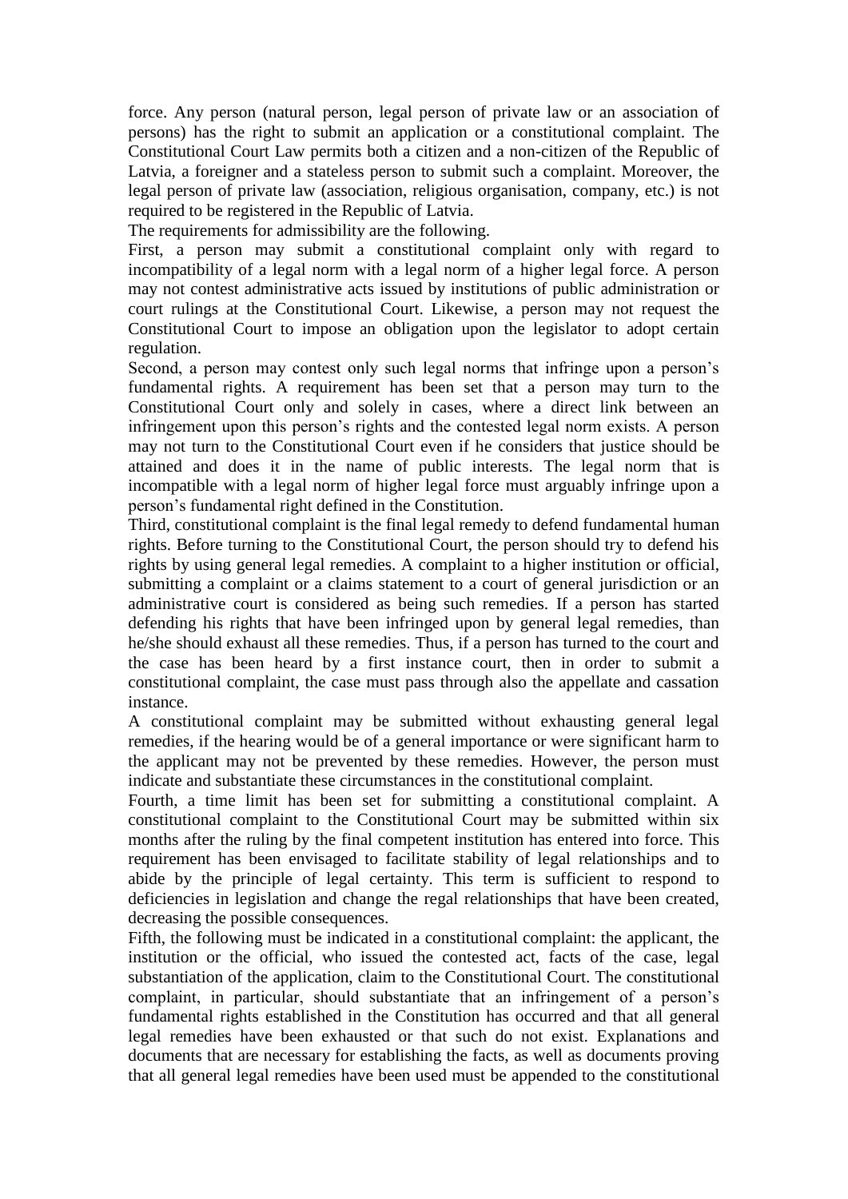force. Any person (natural person, legal person of private law or an association of persons) has the right to submit an application or a constitutional complaint. The Constitutional Court Law permits both a citizen and a non-citizen of the Republic of Latvia, a foreigner and a stateless person to submit such a complaint. Moreover, the legal person of private law (association, religious organisation, company, etc.) is not required to be registered in the Republic of Latvia.

The requirements for admissibility are the following.

First, a person may submit a constitutional complaint only with regard to incompatibility of a legal norm with a legal norm of a higher legal force. A person may not contest administrative acts issued by institutions of public administration or court rulings at the Constitutional Court. Likewise, a person may not request the Constitutional Court to impose an obligation upon the legislator to adopt certain regulation.

Second, a person may contest only such legal norms that infringe upon a person's fundamental rights. A requirement has been set that a person may turn to the Constitutional Court only and solely in cases, where a direct link between an infringement upon this person's rights and the contested legal norm exists. A person may not turn to the Constitutional Court even if he considers that justice should be attained and does it in the name of public interests. The legal norm that is incompatible with a legal norm of higher legal force must arguably infringe upon a person's fundamental right defined in the Constitution.

Third, constitutional complaint is the final legal remedy to defend fundamental human rights. Before turning to the Constitutional Court, the person should try to defend his rights by using general legal remedies. A complaint to a higher institution or official, submitting a complaint or a claims statement to a court of general jurisdiction or an administrative court is considered as being such remedies. If a person has started defending his rights that have been infringed upon by general legal remedies, than he/she should exhaust all these remedies. Thus, if a person has turned to the court and the case has been heard by a first instance court, then in order to submit a constitutional complaint, the case must pass through also the appellate and cassation instance.

A constitutional complaint may be submitted without exhausting general legal remedies, if the hearing would be of a general importance or were significant harm to the applicant may not be prevented by these remedies. However, the person must indicate and substantiate these circumstances in the constitutional complaint.

Fourth, a time limit has been set for submitting a constitutional complaint. A constitutional complaint to the Constitutional Court may be submitted within six months after the ruling by the final competent institution has entered into force. This requirement has been envisaged to facilitate stability of legal relationships and to abide by the principle of legal certainty. This term is sufficient to respond to deficiencies in legislation and change the regal relationships that have been created, decreasing the possible consequences.

Fifth, the following must be indicated in a constitutional complaint: the applicant, the institution or the official, who issued the contested act, facts of the case, legal substantiation of the application, claim to the Constitutional Court. The constitutional complaint, in particular, should substantiate that an infringement of a person's fundamental rights established in the Constitution has occurred and that all general legal remedies have been exhausted or that such do not exist. Explanations and documents that are necessary for establishing the facts, as well as documents proving that all general legal remedies have been used must be appended to the constitutional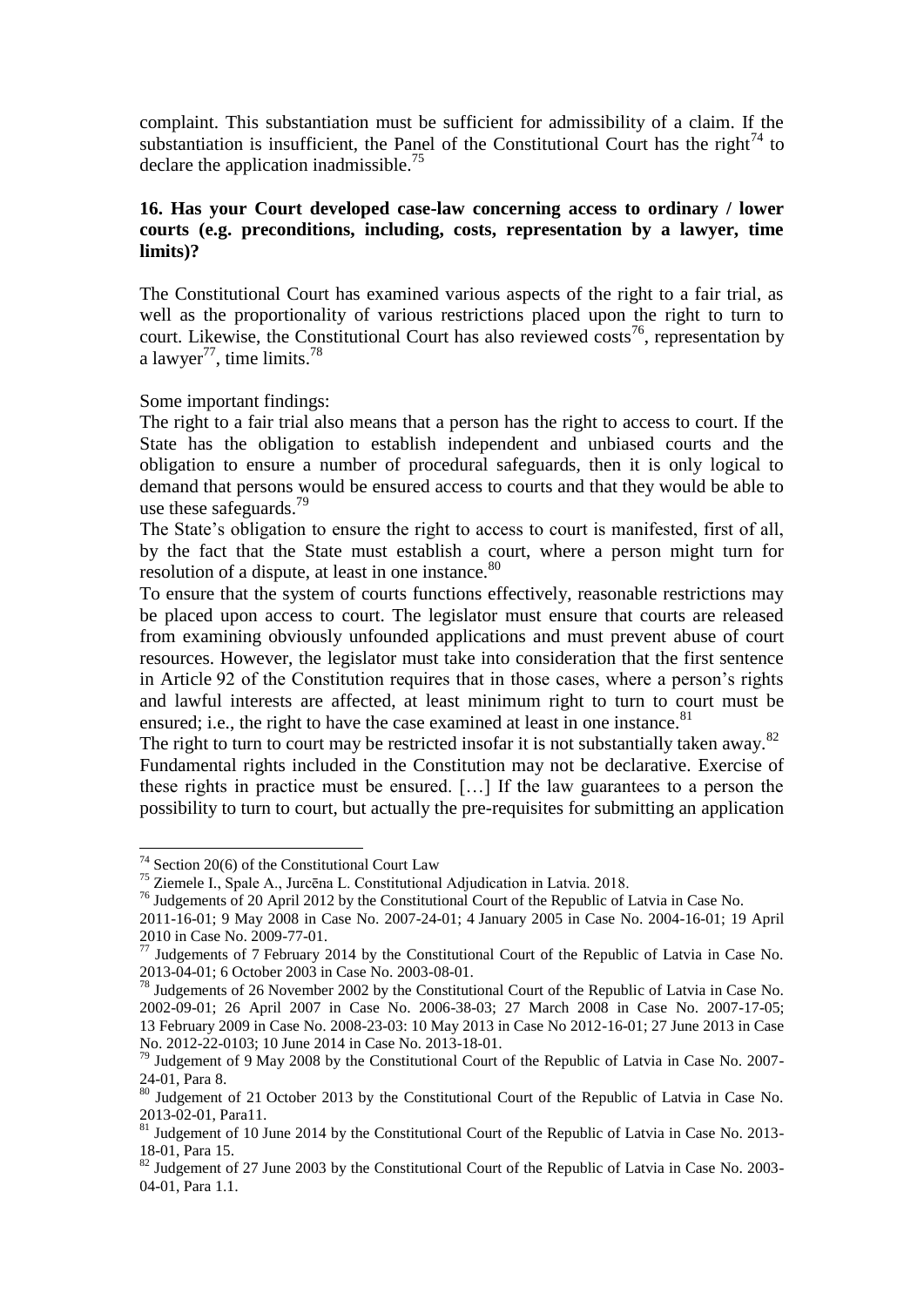complaint. This substantiation must be sufficient for admissibility of a claim. If the substantiation is insufficient, the Panel of the Constitutional Court has the right[74] to declare the application inadmissible.[75]

**16. Has your Court developed case-law concerning access to ordinary / lower courts (e.g. preconditions, including, costs, representation by a lawyer, time limits)?**

The Constitutional Court has examined various aspects of the right to a fair trial, as well as the proportionality of various restrictions placed upon the right to turn to court. Likewise, the Constitutional Court has also reviewed costs[76], representation by a lawyer[77], time limits.[78]

Some important findings:

The right to a fair trial also means that a person has the right to access to court. If the State has the obligation to establish independent and unbiased courts and the obligation to ensure a number of procedural safeguards, then it is only logical to demand that persons would be ensured access to courts and that they would be able to use these safeguards.[79]

The State's obligation to ensure the right to access to court is manifested, first of all, by the fact that the State must establish a court, where a person might turn for resolution of a dispute, at least in one instance.[80]

To ensure that the system of courts functions effectively, reasonable restrictions may be placed upon access to court. The legislator must ensure that courts are released from examining obviously unfounded applications and must prevent abuse of court resources. However, the legislator must take into consideration that the first sentence in Article 92 of the Constitution requires that in those cases, where a person's rights and lawful interests are affected, at least minimum right to turn to court must be ensured; i.e., the right to have the case examined at least in one instance.[81]

The right to turn to court may be restricted insofar it is not substantially taken away.[82]

Fundamental rights included in the Constitution may not be declarative. Exercise of these rights in practice must be ensured. […] If the law guarantees to a person the possibility to turn to court, but actually the pre-requisites for submitting an application

---

[74] Section 20(6) of the Constitutional Court Law

[75] Ziemele I., Spale A., Jurcēna L. Constitutional Adjudication in Latvia. 2018.

[76] Judgements of 20 April 2012 by the Constitutional Court of the Republic of Latvia in Case No. 2011-16-01; 9 May 2008 in Case No. 2007-24-01; 4 January 2005 in Case No. 2004-16-01; 19 April 2010 in Case No. 2009-77-01.

[77] Judgements of 7 February 2014 by the Constitutional Court of the Republic of Latvia in Case No. 2013-04-01; 6 October 2003 in Case No. 2003-08-01.

[78] Judgements of 26 November 2002 by the Constitutional Court of the Republic of Latvia in Case No. 2002-09-01; 26 April 2007 in Case No. 2006-38-03; 27 March 2008 in Case No. 2007-17-05; 13 February 2009 in Case No. 2008-23-03: 10 May 2013 in Case No 2012-16-01; 27 June 2013 in Case No. 2012-22-0103; 10 June 2014 in Case No. 2013-18-01.

[79] Judgement of 9 May 2008 by the Constitutional Court of the Republic of Latvia in Case No. 2007-24-01, Para 8.

[80] Judgement of 21 October 2013 by the Constitutional Court of the Republic of Latvia in Case No. 2013-02-01, Para11.

[81] Judgement of 10 June 2014 by the Constitutional Court of the Republic of Latvia in Case No. 2013-18-01, Para 15.

[82] Judgement of 27 June 2003 by the Constitutional Court of the Republic of Latvia in Case No. 2003-04-01, Para 1.1.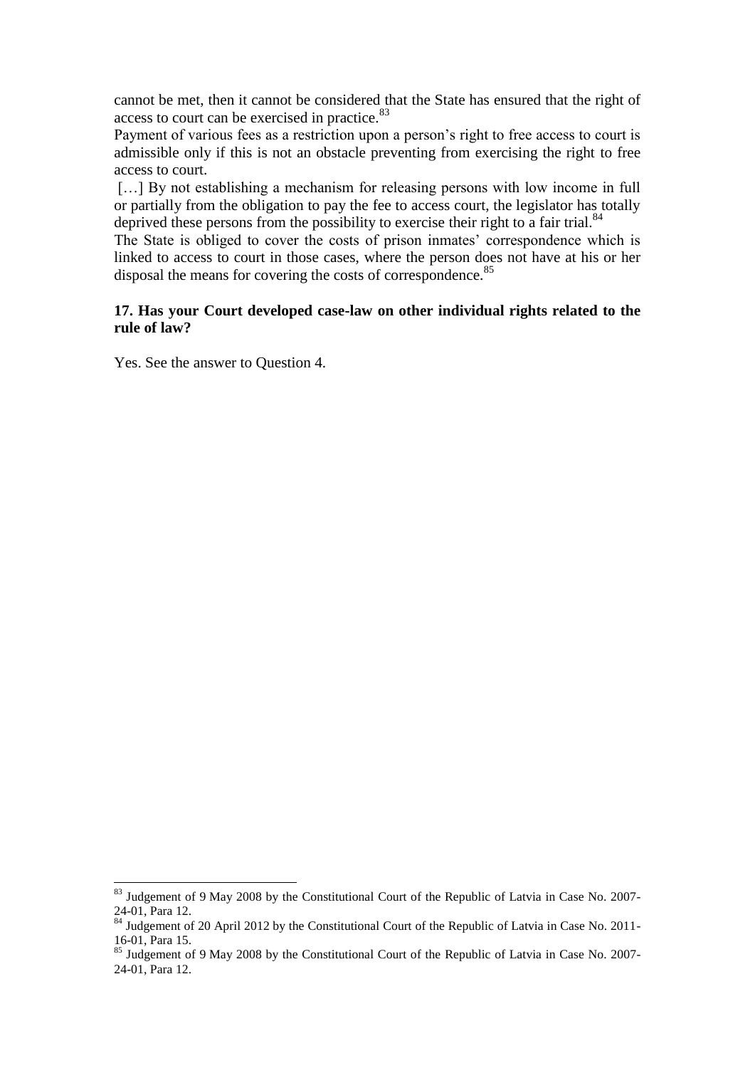cannot be met, then it cannot be considered that the State has ensured that the right of access to court can be exercised in practice.[83]

Payment of various fees as a restriction upon a person's right to free access to court is admissible only if this is not an obstacle preventing from exercising the right to free access to court.

[…] By not establishing a mechanism for releasing persons with low income in full or partially from the obligation to pay the fee to access court, the legislator has totally deprived these persons from the possibility to exercise their right to a fair trial.[84]

The State is obliged to cover the costs of prison inmates' correspondence which is linked to access to court in those cases, where the person does not have at his or her disposal the means for covering the costs of correspondence.[85]

**17. Has your Court developed case-law on other individual rights related to the rule of law?**

Yes. See the answer to Question 4.

---

[83] Judgement of 9 May 2008 by the Constitutional Court of the Republic of Latvia in Case No. 2007-24-01, Para 12.

[84] Judgement of 20 April 2012 by the Constitutional Court of the Republic of Latvia in Case No. 2011-16-01, Para 15.

[85] Judgement of 9 May 2008 by the Constitutional Court of the Republic of Latvia in Case No. 2007-24-01, Para 12.